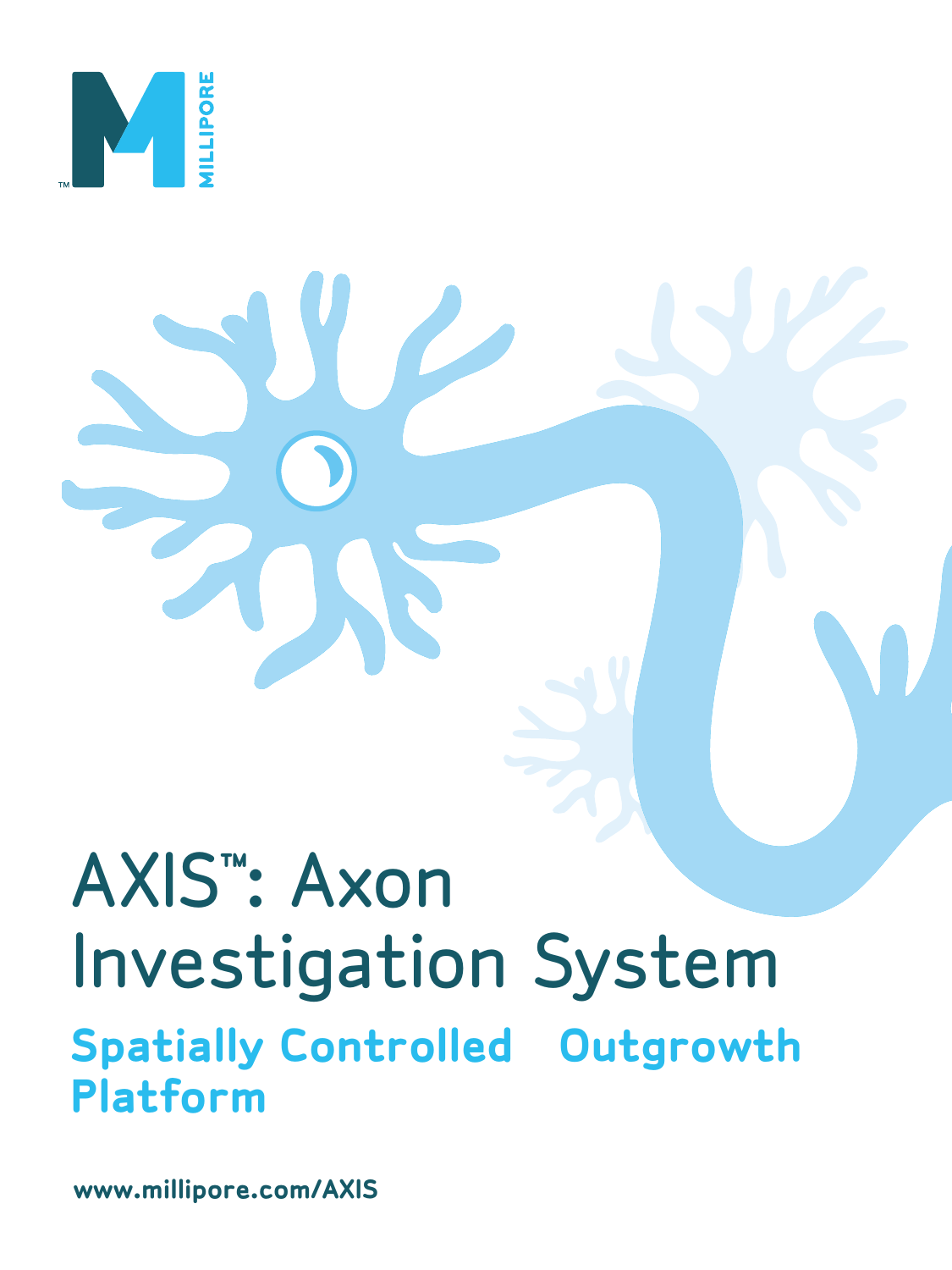MILLIPORE

# AXIS™: Axon Investigation System

## Spatially Controlled Outgrowth Platform

www.millipore.com/AXIS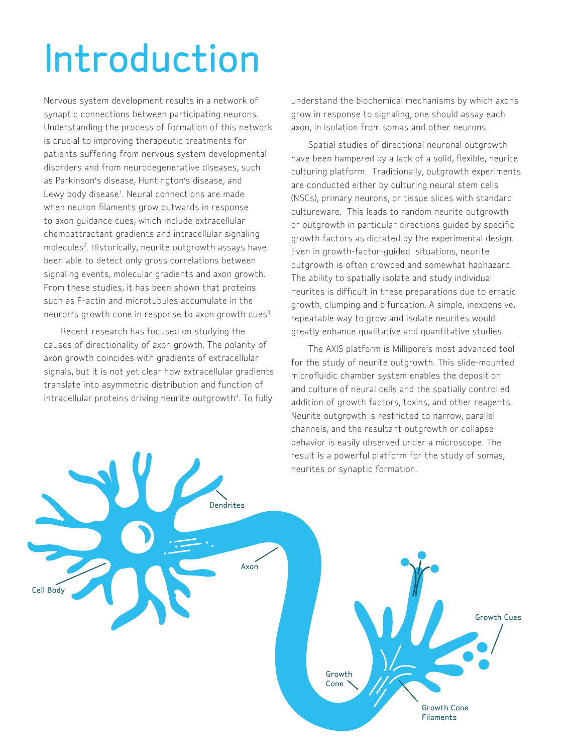# Introduction

Nervous system development results in a network of synaptic connections between participating neurons. Understanding the process of formation of this network is crucial to improving therapeutic treatments for patients suffering from nervous system developmental disorders and from neurodegenerative diseases, such as Parkinson's disease, Huntington's disease, and Lewy body disease[1]. Neural connections are made when neuron filaments grow outwards in response to axon guidance cues, which include extracellular chemoattractant gradients and intracellular signaling molecules[2]. Historically, neurite outgrowth assays have been able to detect only gross correlations between signaling events, molecular gradients and axon growth. From these studies, it has been shown that proteins such as F-actin and microtubules accumulate in the neuron's growth cone in response to axon growth cues[3].

Recent research has focused on studying the causes of directionality of axon growth. The polarity of axon growth coincides with gradients of extracellular signals, but it is not yet clear how extracellular gradients translate into asymmetric distribution and function of intracellular proteins driving neurite outgrowth[4]. To fully understand the biochemical mechanisms by which axons grow in response to signaling, one should assay each axon, in isolation from somas and other neurons.

Spatial studies of directional neuronal outgrowth have been hampered by a lack of a solid, flexible, neurite culturing platform. Traditionally, outgrowth experiments are conducted either by culturing neural stem cells (NSCs), primary neurons, or tissue slices with standard cultureware. This leads to random neurite outgrowth or outgrowth in particular directions guided by specific growth factors as dictated by the experimental design. Even in growth-factor-guided situations, neurite outgrowth is often crowded and somewhat haphazard. The ability to spatially isolate and study individual neurites is difficult in these preparations due to erratic growth, clumping and bifurcation. A simple, inexpensive, repeatable way to grow and isolate neurites would greatly enhance qualitative and quantitative studies.

The AXIS platform is Millipore's most advanced tool for the study of neurite outgrowth. This slide-mounted microfluidic chamber system enables the deposition and culture of neural cells and the spatially controlled addition of growth factors, toxins, and other reagents. Neurite outgrowth is restricted to narrow, parallel channels, and the resultant outgrowth or collapse behavior is easily observed under a microscope. The result is a powerful platform for the study of somas, neurites or synaptic formation.

Dendrites

Cell Body

Axon

Growth Cues

Growth Cone

Growth Cone Filaments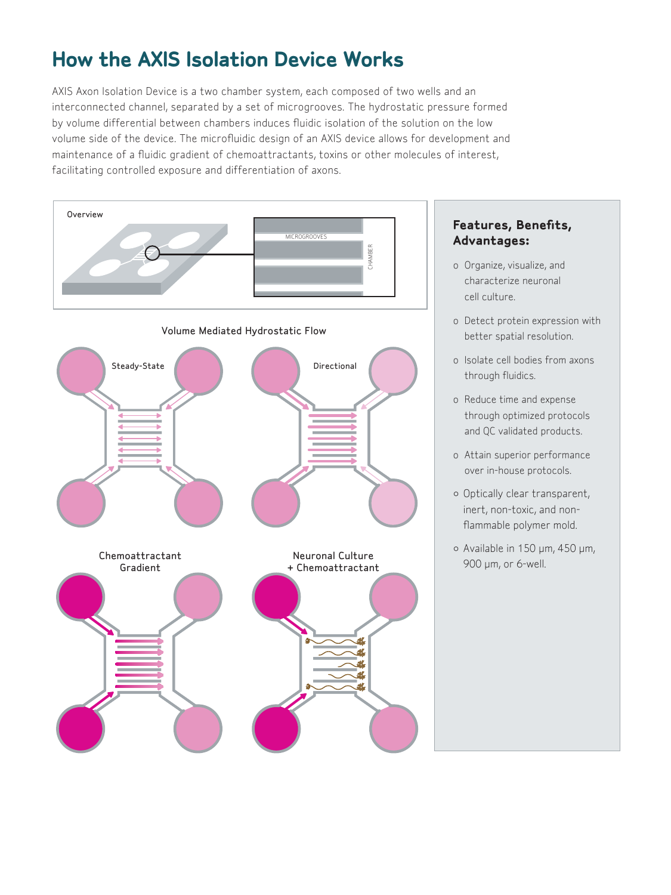# How the AXIS Isolation Device Works

AXIS Axon Isolation Device is a two chamber system, each composed of two wells and an interconnected channel, separated by a set of microgrooves. The hydrostatic pressure formed by volume differential between chambers induces fluidic isolation of the solution on the low volume side of the device. The microfluidic design of an AXIS device allows for development and maintenance of a fluidic gradient of chemoattractants, toxins or other molecules of interest, facilitating controlled exposure and differentiation of axons.

Overview

MICROGROOVES

CHAMBER

Volume Mediated Hydrostatic Flow

Steady-State

Directional

Chemoattractant Gradient

Neuronal Culture + Chemoattractant

### Features, Benefits, Advantages:

- Organize, visualize, and characterize neuronal cell culture.
- Detect protein expression with better spatial resolution.
- Isolate cell bodies from axons through fluidics.
- Reduce time and expense through optimized protocols and QC validated products.
- Attain superior performance over in-house protocols.
- Optically clear transparent, inert, non-toxic, and non-flammable polymer mold.
- Available in 150 μm, 450 μm, 900 μm, or 6-well.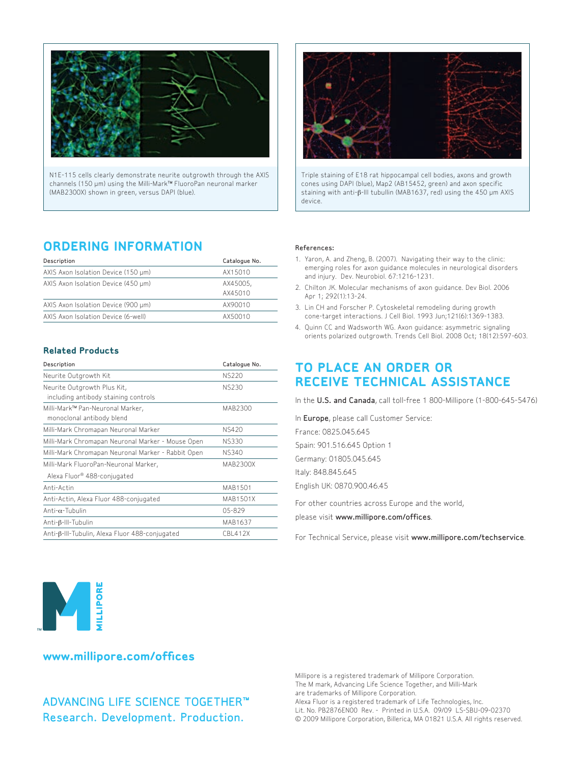N1E-115 cells clearly demonstrate neurite outgrowth through the AXIS channels (150 µm) using the Milli-Mark™ FluoroPan neuronal marker (MAB2300X) shown in green, versus DAPI (blue).

Triple staining of E18 rat hippocampal cell bodies, axons and growth cones using DAPI (blue), Map2 (AB15452, green) and axon specific staining with anti-β-III tubullin (MAB1637, red) using the 450 µm AXIS device.

## ORDERING INFORMATION

| Description | Catalogue No. |
| --- | --- |
| AXIS Axon Isolation Device (150 µm) | AX15010 |
| AXIS Axon Isolation Device (450 µm) | AX45005, AX45010 |
| AXIS Axon Isolation Device (900 µm) | AX90010 |
| AXIS Axon Isolation Device (6-well) | AX50010 |

### Related Products

| Description | Catalogue No. |
| --- | --- |
| Neurite Outgrowth Kit | NS220 |
| Neurite Outgrowth Plus Kit, including antibody staining controls | NS230 |
| Milli-Mark™ Pan-Neuronal Marker, monoclonal antibody blend | MAB2300 |
| Milli-Mark Chromapan Neuronal Marker | NS420 |
| Milli-Mark Chromapan Neuronal Marker - Mouse Open | NS330 |
| Milli-Mark Chromapan Neuronal Marker - Rabbit Open | NS340 |
| Milli-Mark FluoroPan-Neuronal Marker, Alexa Fluor® 488-conjugated | MAB2300X |
| Anti-Actin | MAB1501 |
| Anti-Actin, Alexa Fluor 488-conjugated | MAB1501X |
| Anti-α-Tubulin | 05-829 |
| Anti-β-III-Tubulin | MAB1637 |
| Anti-β-III-Tubulin, Alexa Fluor 488-conjugated | CBL412X |

**References:**

1. Yaron, A. and Zheng, B. (2007). Navigating their way to the clinic: emerging roles for axon guidance molecules in neurological disorders and injury. Dev. Neurobiol. 67:1216-1231.
2. Chilton JK. Molecular mechanisms of axon guidance. Dev Biol. 2006 Apr 1; 292(1):13-24.
3. Lin CH and Forscher P. Cytoskeletal remodeling during growth cone-target interactions. J Cell Biol. 1993 Jun;121(6):1369-1383.
4. Quinn CC and Wadsworth WG. Axon guidance: asymmetric signaling orients polarized outgrowth. Trends Cell Biol. 2008 Oct; 18(12):597-603.

## TO PLACE AN ORDER OR RECEIVE TECHNICAL ASSISTANCE

In the **U.S. and Canada**, call toll-free 1 800-Millipore (1-800-645-5476)

In **Europe**, please call Customer Service:

France: 0825.045.645

Spain: 901.516.645 Option 1

Germany: 01805.045.645

Italy: 848.845.645

English UK: 0870.900.46.45

For other countries across Europe and the world, please visit **www.millipore.com/offices**.

For Technical Service, please visit **www.millipore.com/techservice**.

MILLIPORE

**www.millipore.com/offices**

ADVANCING LIFE SCIENCE TOGETHER™
Research. Development. Production.

Millipore is a registered trademark of Millipore Corporation.
The M mark, Advancing Life Science Together, and Milli-Mark are trademarks of Millipore Corporation.
Alexa Fluor is a registered trademark of Life Technologies, Inc.
Lit. No. PB2876EN00 Rev. - Printed in U.S.A. 09/09 LS-SBU-09-02370
© 2009 Millipore Corporation, Billerica, MA 01821 U.S.A. All rights reserved.